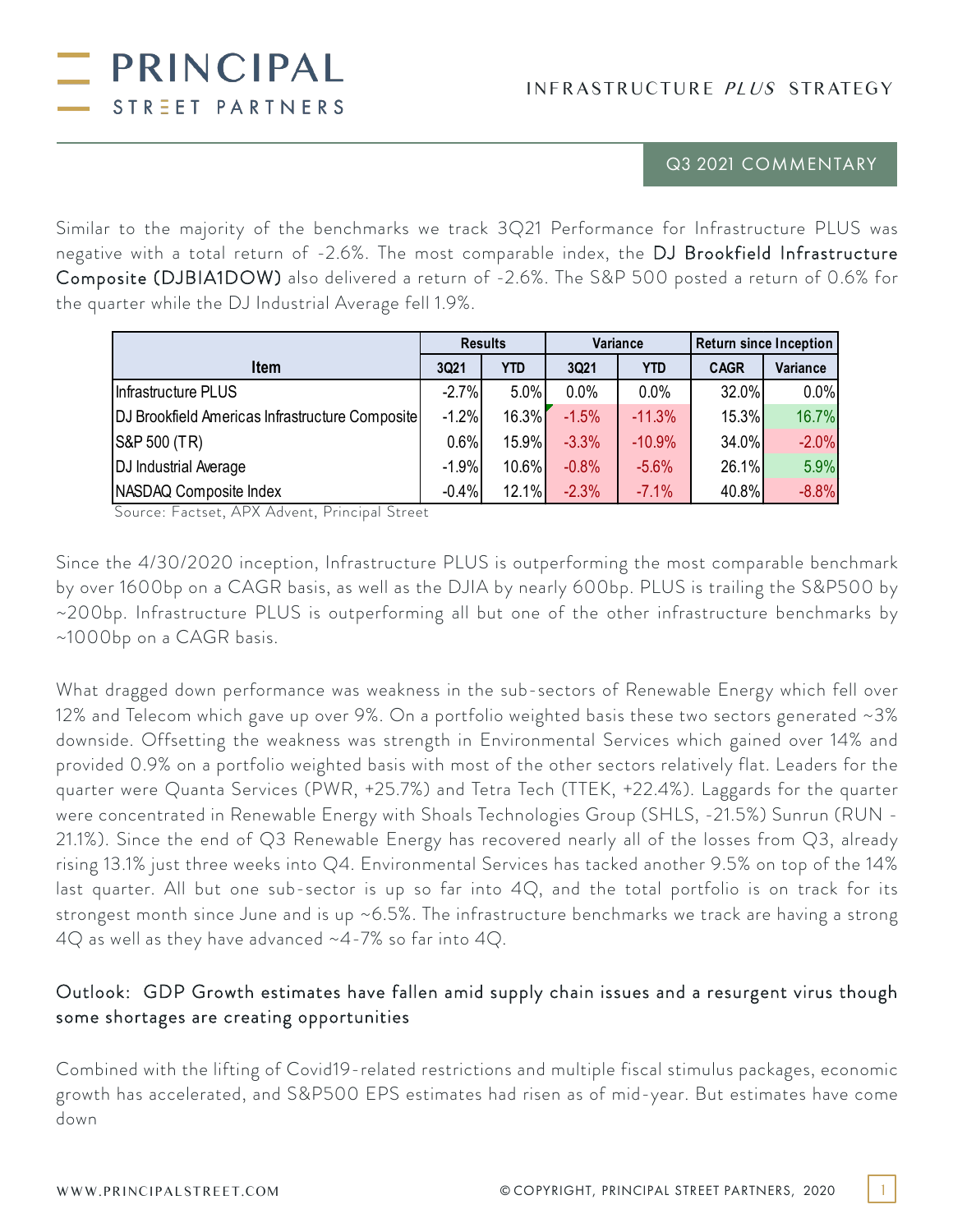# PRINCIPAL STREET PARTNERS

INFRASTRUCTURE *PLUS* STRATEGY

Q3 2021 COMMENTARY

Similar to the majority of the benchmarks we track 3Q21 Performance for Infrastructure PLUS was negative with a total return of -2.6%. The most comparable index, the DJ Brookfield Infrastructure Composite (DJBIA1DOW) also delivered a return of -2.6%. The S&P 500 posted a return of 0.6% for the quarter while the DJ Industrial Average fell 1.9%.

| Item | Results | | Variance | | Return since Inception | |
|---|---|---|---|---|---|---|
| | 3Q21 | YTD | 3Q21 | YTD | CAGR | Variance |
| Infrastructure PLUS | -2.7% | 5.0% | 0.0% | 0.0% | 32.0% | 0.0% |
| DJ Brookfield Americas Infrastructure Composite | -1.2% | 16.3% | -1.5% | -11.3% | 15.3% | 16.7% |
| S&P 500 (TR) | 0.6% | 15.9% | -3.3% | -10.9% | 34.0% | -2.0% |
| DJ Industrial Average | -1.9% | 10.6% | -0.8% | -5.6% | 26.1% | 5.9% |
| NASDAQ Composite Index | -0.4% | 12.1% | -2.3% | -7.1% | 40.8% | -8.8% |

Source: Factset, APX Advent, Principal Street

Since the 4/30/2020 inception, Infrastructure PLUS is outperforming the most comparable benchmark by over 1600bp on a CAGR basis, as well as the DJIA by nearly 600bp. PLUS is trailing the S&P500 by ~200bp. Infrastructure PLUS is outperforming all but one of the other infrastructure benchmarks by ~1000bp on a CAGR basis.

What dragged down performance was weakness in the sub-sectors of Renewable Energy which fell over 12% and Telecom which gave up over 9%. On a portfolio weighted basis these two sectors generated ~3% downside. Offsetting the weakness was strength in Environmental Services which gained over 14% and provided 0.9% on a portfolio weighted basis with most of the other sectors relatively flat. Leaders for the quarter were Quanta Services (PWR, +25.7%) and Tetra Tech (TTEK, +22.4%). Laggards for the quarter were concentrated in Renewable Energy with Shoals Technologies Group (SHLS, -21.5%) Sunrun (RUN -21.1%). Since the end of Q3 Renewable Energy has recovered nearly all of the losses from Q3, already rising 13.1% just three weeks into Q4. Environmental Services has tacked another 9.5% on top of the 14% last quarter. All but one sub-sector is up so far into 4Q, and the total portfolio is on track for its strongest month since June and is up ~6.5%. The infrastructure benchmarks we track are having a strong 4Q as well as they have advanced ~4-7% so far into 4Q.

## Outlook: GDP Growth estimates have fallen amid supply chain issues and a resurgent virus though some shortages are creating opportunities

Combined with the lifting of Covid19-related restrictions and multiple fiscal stimulus packages, economic growth has accelerated, and S&P500 EPS estimates had risen as of mid-year. But estimates have come down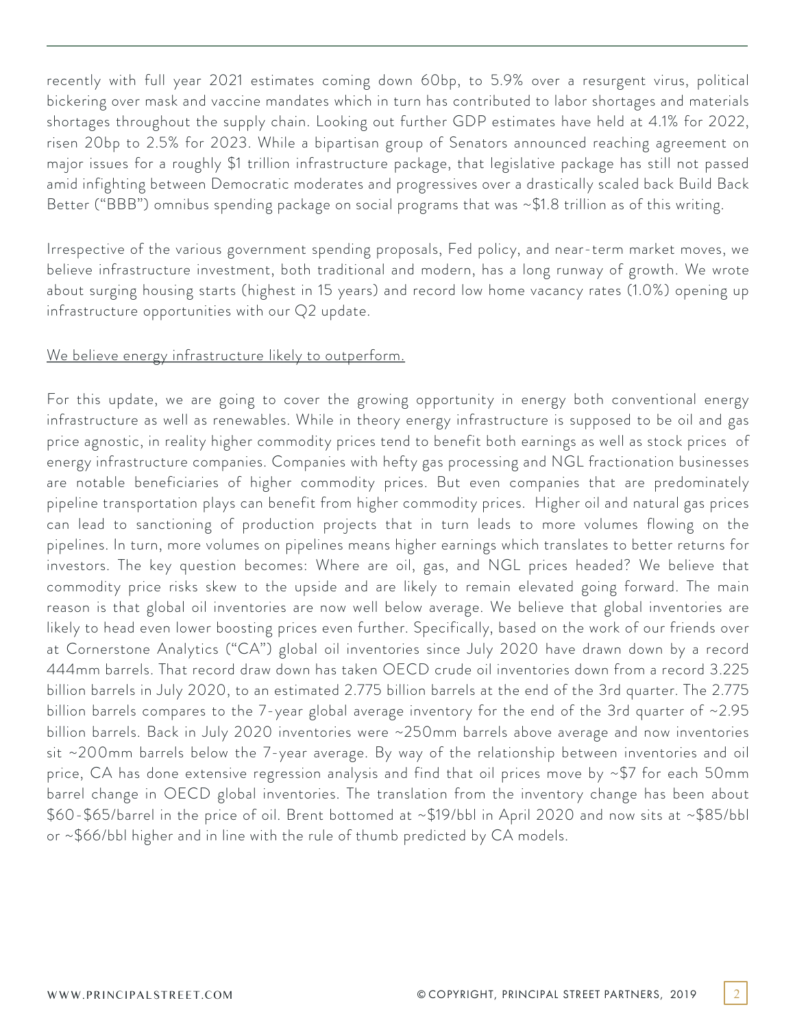recently with full year 2021 estimates coming down 60bp, to 5.9% over a resurgent virus, political bickering over mask and vaccine mandates which in turn has contributed to labor shortages and materials shortages throughout the supply chain. Looking out further GDP estimates have held at 4.1% for 2022, risen 20bp to 2.5% for 2023. While a bipartisan group of Senators announced reaching agreement on major issues for a roughly $1 trillion infrastructure package, that legislative package has still not passed amid infighting between Democratic moderates and progressives over a drastically scaled back Build Back Better ("BBB") omnibus spending package on social programs that was ~$1.8 trillion as of this writing.

Irrespective of the various government spending proposals, Fed policy, and near-term market moves, we believe infrastructure investment, both traditional and modern, has a long runway of growth. We wrote about surging housing starts (highest in 15 years) and record low home vacancy rates (1.0%) opening up infrastructure opportunities with our Q2 update.

<u>We believe energy infrastructure likely to outperform.</u>

For this update, we are going to cover the growing opportunity in energy both conventional energy infrastructure as well as renewables. While in theory energy infrastructure is supposed to be oil and gas price agnostic, in reality higher commodity prices tend to benefit both earnings as well as stock prices of energy infrastructure companies. Companies with hefty gas processing and NGL fractionation businesses are notable beneficiaries of higher commodity prices. But even companies that are predominately pipeline transportation plays can benefit from higher commodity prices. Higher oil and natural gas prices can lead to sanctioning of production projects that in turn leads to more volumes flowing on the pipelines. In turn, more volumes on pipelines means higher earnings which translates to better returns for investors. The key question becomes: Where are oil, gas, and NGL prices headed? We believe that commodity price risks skew to the upside and are likely to remain elevated going forward. The main reason is that global oil inventories are now well below average. We believe that global inventories are likely to head even lower boosting prices even further. Specifically, based on the work of our friends over at Cornerstone Analytics ("CA") global oil inventories since July 2020 have drawn down by a record 444mm barrels. That record draw down has taken OECD crude oil inventories down from a record 3.225 billion barrels in July 2020, to an estimated 2.775 billion barrels at the end of the 3rd quarter. The 2.775 billion barrels compares to the 7-year global average inventory for the end of the 3rd quarter of ~2.95 billion barrels. Back in July 2020 inventories were ~250mm barrels above average and now inventories sit ~200mm barrels below the 7-year average. By way of the relationship between inventories and oil price, CA has done extensive regression analysis and find that oil prices move by ~$7 for each 50mm barrel change in OECD global inventories. The translation from the inventory change has been about $60-$65/barrel in the price of oil. Brent bottomed at ~$19/bbl in April 2020 and now sits at ~$85/bbl or ~$66/bbl higher and in line with the rule of thumb predicted by CA models.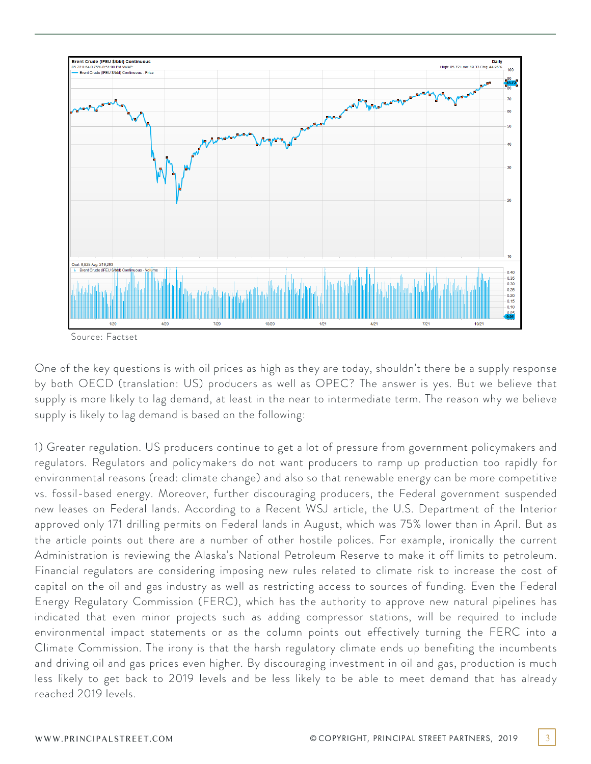Source: Factset

One of the key questions is with oil prices as high as they are today, shouldn't there be a supply response by both OECD (translation: US) producers as well as OPEC? The answer is yes. But we believe that supply is more likely to lag demand, at least in the near to intermediate term. The reason why we believe supply is likely to lag demand is based on the following:

1) Greater regulation. US producers continue to get a lot of pressure from government policymakers and regulators. Regulators and policymakers do not want producers to ramp up production too rapidly for environmental reasons (read: climate change) and also so that renewable energy can be more competitive vs. fossil-based energy. Moreover, further discouraging producers, the Federal government suspended new leases on Federal lands. According to a Recent WSJ article, the U.S. Department of the Interior approved only 171 drilling permits on Federal lands in August, which was 75% lower than in April. But as the article points out there are a number of other hostile polices. For example, ironically the current Administration is reviewing the Alaska's National Petroleum Reserve to make it off limits to petroleum. Financial regulators are considering imposing new rules related to climate risk to increase the cost of capital on the oil and gas industry as well as restricting access to sources of funding. Even the Federal Energy Regulatory Commission (FERC), which has the authority to approve new natural pipelines has indicated that even minor projects such as adding compressor stations, will be required to include environmental impact statements or as the column points out effectively turning the FERC into a Climate Commission. The irony is that the harsh regulatory climate ends up benefiting the incumbents and driving oil and gas prices even higher. By discouraging investment in oil and gas, production is much less likely to get back to 2019 levels and be less likely to be able to meet demand that has already reached 2019 levels.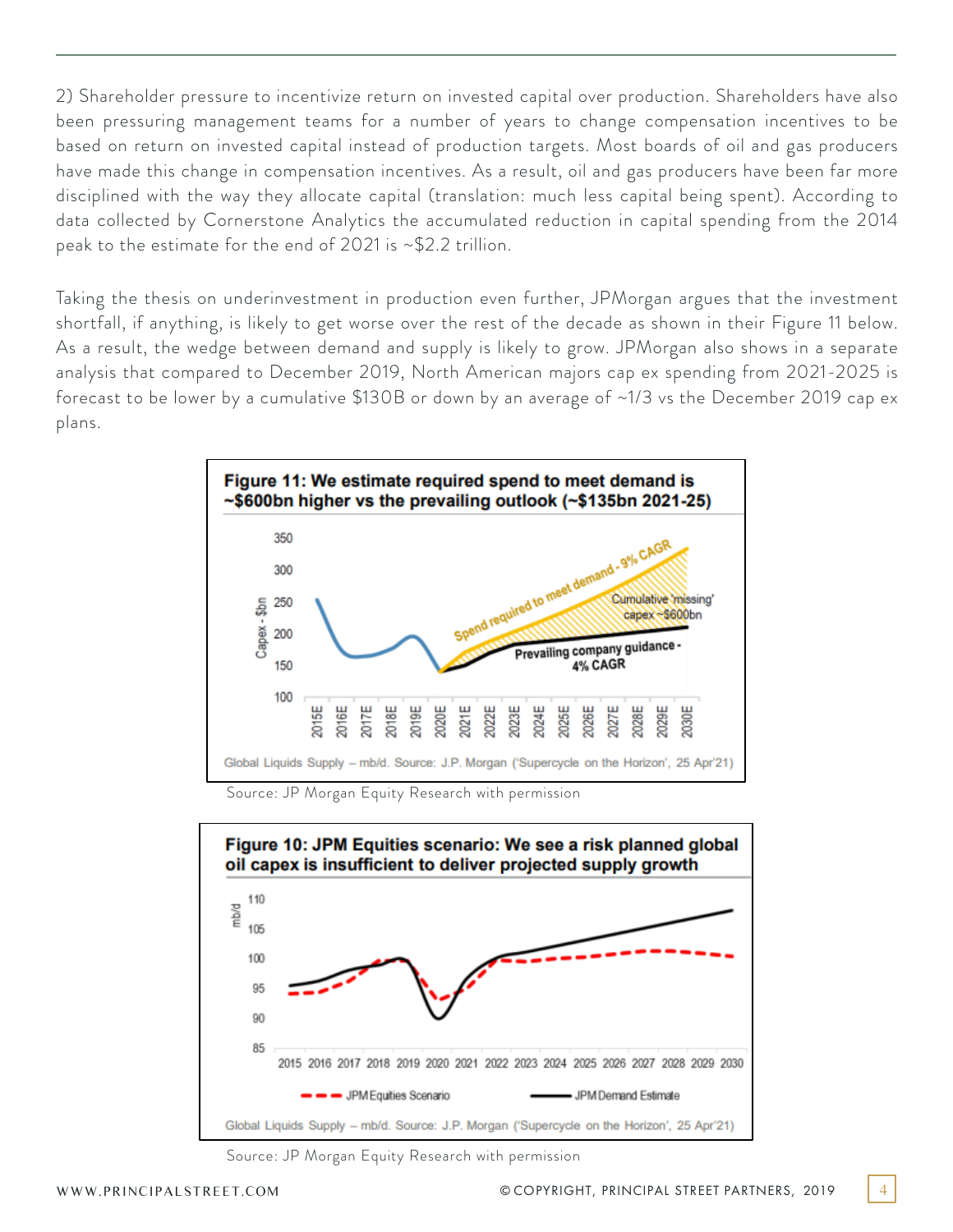2) Shareholder pressure to incentivize return on invested capital over production. Shareholders have also been pressuring management teams for a number of years to change compensation incentives to be based on return on invested capital instead of production targets. Most boards of oil and gas producers have made this change in compensation incentives. As a result, oil and gas producers have been far more disciplined with the way they allocate capital (translation: much less capital being spent). According to data collected by Cornerstone Analytics the accumulated reduction in capital spending from the 2014 peak to the estimate for the end of 2021 is ~$2.2 trillion.

Taking the thesis on underinvestment in production even further, JPMorgan argues that the investment shortfall, if anything, is likely to get worse over the rest of the decade as shown in their Figure 11 below. As a result, the wedge between demand and supply is likely to grow. JPMorgan also shows in a separate analysis that compared to December 2019, North American majors cap ex spending from 2021-2025 is forecast to be lower by a cumulative $130B or down by an average of ~1/3 vs the December 2019 cap ex plans.

**Figure 11: We estimate required spend to meet demand is ~$600bn higher vs the prevailing outlook (~$135bn 2021-25)**

Global Liquids Supply – mb/d. Source: J.P. Morgan ('Supercycle on the Horizon', 25 Apr'21)

Source: JP Morgan Equity Research with permission

**Figure 10: JPM Equities scenario: We see a risk planned global oil capex is insufficient to deliver projected supply growth**

Global Liquids Supply – mb/d. Source: J.P. Morgan ('Supercycle on the Horizon', 25 Apr'21)

Source: JP Morgan Equity Research with permission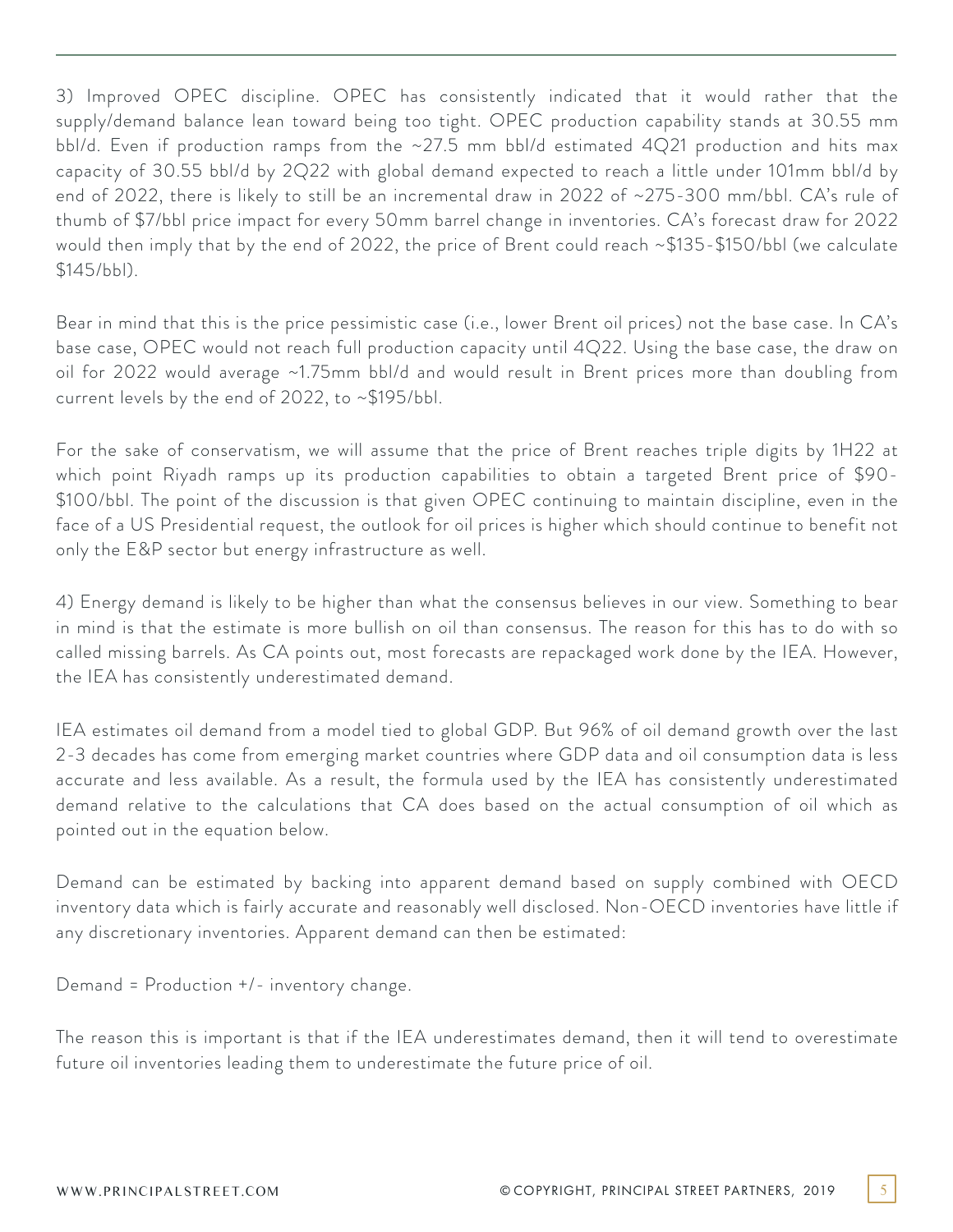3) Improved OPEC discipline. OPEC has consistently indicated that it would rather that the supply/demand balance lean toward being too tight. OPEC production capability stands at 30.55 mm bbl/d. Even if production ramps from the ~27.5 mm bbl/d estimated 4Q21 production and hits max capacity of 30.55 bbl/d by 2Q22 with global demand expected to reach a little under 101mm bbl/d by end of 2022, there is likely to still be an incremental draw in 2022 of ~275-300 mm/bbl. CA's rule of thumb of $7/bbl price impact for every 50mm barrel change in inventories. CA's forecast draw for 2022 would then imply that by the end of 2022, the price of Brent could reach ~$135-$150/bbl (we calculate $145/bbl).

Bear in mind that this is the price pessimistic case (i.e., lower Brent oil prices) not the base case. In CA's base case, OPEC would not reach full production capacity until 4Q22. Using the base case, the draw on oil for 2022 would average ~1.75mm bbl/d and would result in Brent prices more than doubling from current levels by the end of 2022, to ~$195/bbl.

For the sake of conservatism, we will assume that the price of Brent reaches triple digits by 1H22 at which point Riyadh ramps up its production capabilities to obtain a targeted Brent price of $90-$100/bbl. The point of the discussion is that given OPEC continuing to maintain discipline, even in the face of a US Presidential request, the outlook for oil prices is higher which should continue to benefit not only the E&P sector but energy infrastructure as well.

4) Energy demand is likely to be higher than what the consensus believes in our view. Something to bear in mind is that the estimate is more bullish on oil than consensus. The reason for this has to do with so called missing barrels. As CA points out, most forecasts are repackaged work done by the IEA. However, the IEA has consistently underestimated demand.

IEA estimates oil demand from a model tied to global GDP. But 96% of oil demand growth over the last 2-3 decades has come from emerging market countries where GDP data and oil consumption data is less accurate and less available. As a result, the formula used by the IEA has consistently underestimated demand relative to the calculations that CA does based on the actual consumption of oil which as pointed out in the equation below.

Demand can be estimated by backing into apparent demand based on supply combined with OECD inventory data which is fairly accurate and reasonably well disclosed. Non-OECD inventories have little if any discretionary inventories. Apparent demand can then be estimated:

Demand = Production +/- inventory change.

The reason this is important is that if the IEA underestimates demand, then it will tend to overestimate future oil inventories leading them to underestimate the future price of oil.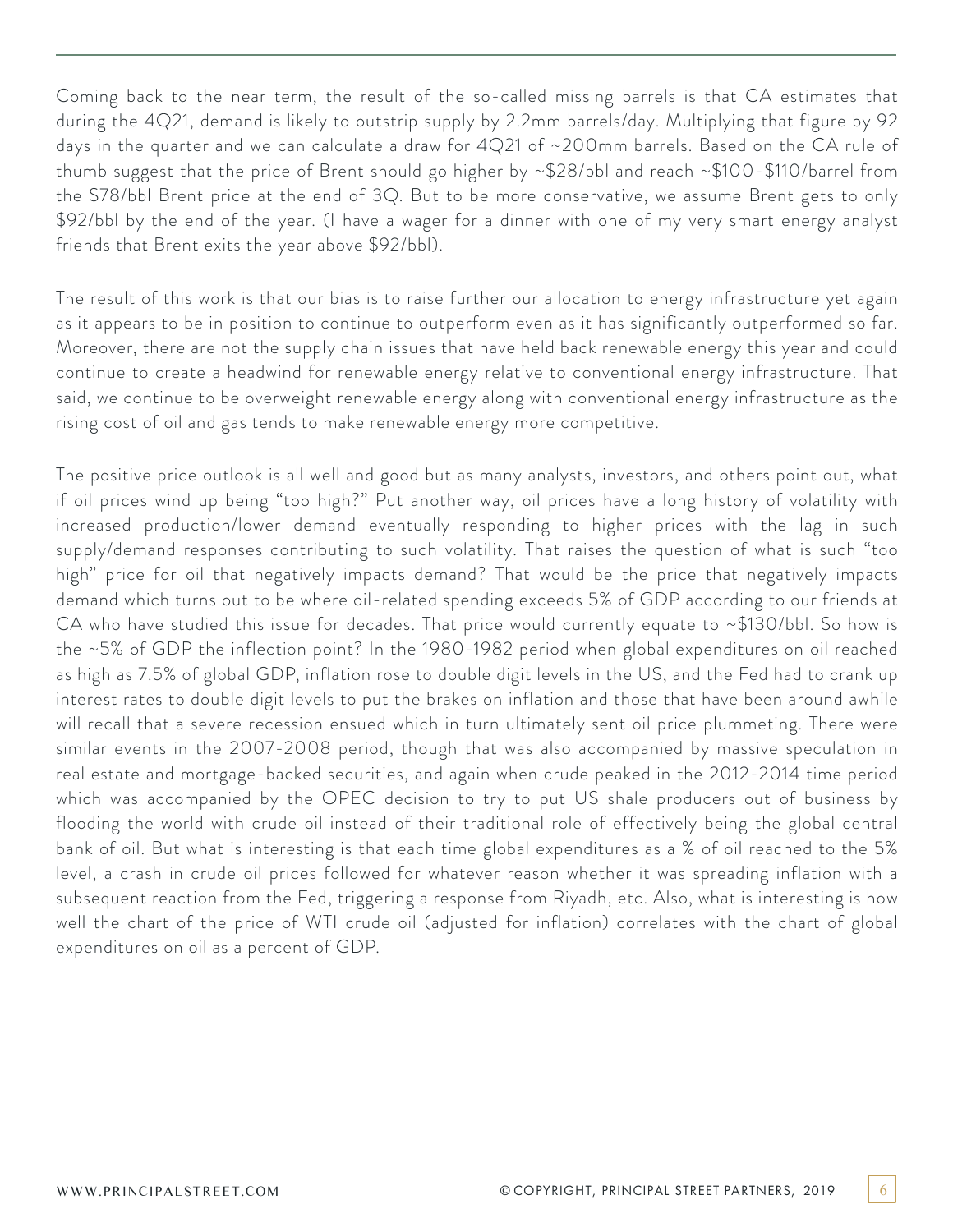Coming back to the near term, the result of the so-called missing barrels is that CA estimates that during the 4Q21, demand is likely to outstrip supply by 2.2mm barrels/day. Multiplying that figure by 92 days in the quarter and we can calculate a draw for 4Q21 of ~200mm barrels. Based on the CA rule of thumb suggest that the price of Brent should go higher by ~$28/bbl and reach ~$100-$110/barrel from the $78/bbl Brent price at the end of 3Q. But to be more conservative, we assume Brent gets to only $92/bbl by the end of the year. (I have a wager for a dinner with one of my very smart energy analyst friends that Brent exits the year above $92/bbl).

The result of this work is that our bias is to raise further our allocation to energy infrastructure yet again as it appears to be in position to continue to outperform even as it has significantly outperformed so far. Moreover, there are not the supply chain issues that have held back renewable energy this year and could continue to create a headwind for renewable energy relative to conventional energy infrastructure. That said, we continue to be overweight renewable energy along with conventional energy infrastructure as the rising cost of oil and gas tends to make renewable energy more competitive.

The positive price outlook is all well and good but as many analysts, investors, and others point out, what if oil prices wind up being "too high?" Put another way, oil prices have a long history of volatility with increased production/lower demand eventually responding to higher prices with the lag in such supply/demand responses contributing to such volatility. That raises the question of what is such "too high" price for oil that negatively impacts demand? That would be the price that negatively impacts demand which turns out to be where oil-related spending exceeds 5% of GDP according to our friends at CA who have studied this issue for decades. That price would currently equate to ~$130/bbl. So how is the ~5% of GDP the inflection point? In the 1980-1982 period when global expenditures on oil reached as high as 7.5% of global GDP, inflation rose to double digit levels in the US, and the Fed had to crank up interest rates to double digit levels to put the brakes on inflation and those that have been around awhile will recall that a severe recession ensued which in turn ultimately sent oil price plummeting. There were similar events in the 2007-2008 period, though that was also accompanied by massive speculation in real estate and mortgage-backed securities, and again when crude peaked in the 2012-2014 time period which was accompanied by the OPEC decision to try to put US shale producers out of business by flooding the world with crude oil instead of their traditional role of effectively being the global central bank of oil. But what is interesting is that each time global expenditures as a % of oil reached to the 5% level, a crash in crude oil prices followed for whatever reason whether it was spreading inflation with a subsequent reaction from the Fed, triggering a response from Riyadh, etc. Also, what is interesting is how well the chart of the price of WTI crude oil (adjusted for inflation) correlates with the chart of global expenditures on oil as a percent of GDP.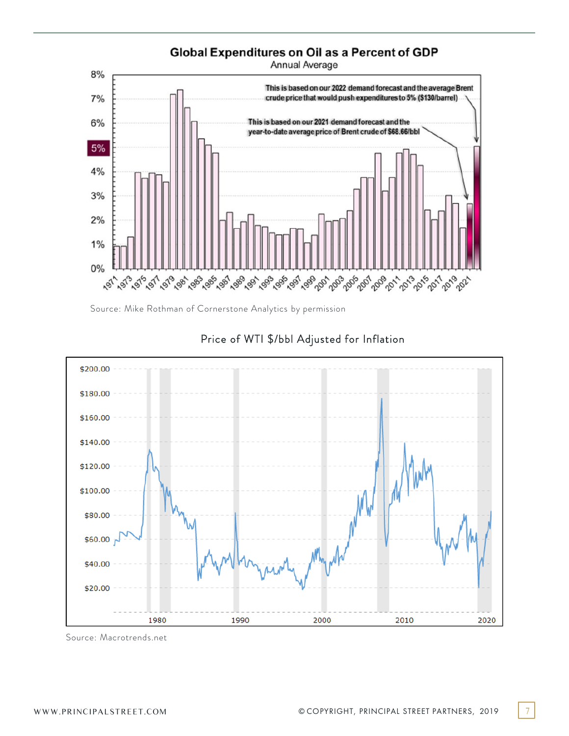**Global Expenditures on Oil as a Percent of GDP**

Annual Average

This is based on our 2022 demand forecast and the average Brent crude price that would push expenditures to 5% ($130/barrel)

This is based on our 2021 demand forecast and the year-to-date average price of Brent crude of $68.66/bbl

Source: Mike Rothman of Cornerstone Analytics by permission

Price of WTI $/bbl Adjusted for Inflation

Source: Macrotrends.net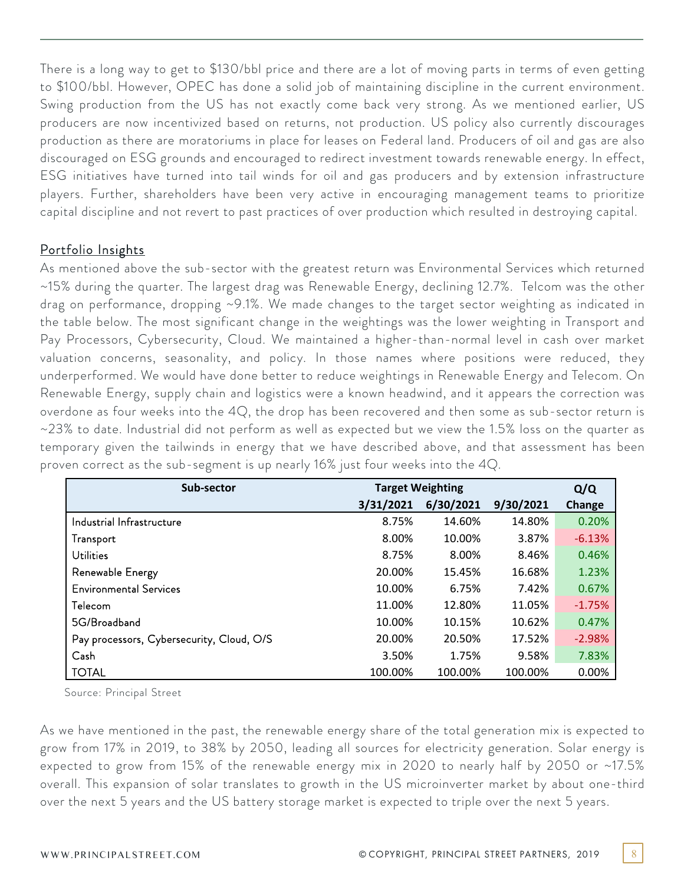There is a long way to get to $130/bbl price and there are a lot of moving parts in terms of even getting to $100/bbl. However, OPEC has done a solid job of maintaining discipline in the current environment. Swing production from the US has not exactly come back very strong. As we mentioned earlier, US producers are now incentivized based on returns, not production. US policy also currently discourages production as there are moratoriums in place for leases on Federal land. Producers of oil and gas are also discouraged on ESG grounds and encouraged to redirect investment towards renewable energy. In effect, ESG initiatives have turned into tail winds for oil and gas producers and by extension infrastructure players. Further, shareholders have been very active in encouraging management teams to prioritize capital discipline and not revert to past practices of over production which resulted in destroying capital.

## Portfolio Insights

As mentioned above the sub-sector with the greatest return was Environmental Services which returned ~15% during the quarter. The largest drag was Renewable Energy, declining 12.7%. Telcom was the other drag on performance, dropping ~9.1%. We made changes to the target sector weighting as indicated in the table below. The most significant change in the weightings was the lower weighting in Transport and Pay Processors, Cybersecurity, Cloud. We maintained a higher-than-normal level in cash over market valuation concerns, seasonality, and policy. In those names where positions were reduced, they underperformed. We would have done better to reduce weightings in Renewable Energy and Telecom. On Renewable Energy, supply chain and logistics were a known headwind, and it appears the correction was overdone as four weeks into the 4Q, the drop has been recovered and then some as sub-sector return is ~23% to date. Industrial did not perform as well as expected but we view the 1.5% loss on the quarter as temporary given the tailwinds in energy that we have described above, and that assessment has been proven correct as the sub-segment is up nearly 16% just four weeks into the 4Q.

| Sub-sector | Target Weighting | | | Q/Q |
|---|---|---|---|---|
| | 3/31/2021 | 6/30/2021 | 9/30/2021 | Change |
| Industrial Infrastructure | 8.75% | 14.60% | 14.80% | 0.20% |
| Transport | 8.00% | 10.00% | 3.87% | -6.13% |
| Utilities | 8.75% | 8.00% | 8.46% | 0.46% |
| Renewable Energy | 20.00% | 15.45% | 16.68% | 1.23% |
| Environmental Services | 10.00% | 6.75% | 7.42% | 0.67% |
| Telecom | 11.00% | 12.80% | 11.05% | -1.75% |
| 5G/Broadband | 10.00% | 10.15% | 10.62% | 0.47% |
| Pay processors, Cybersecurity, Cloud, O/S | 20.00% | 20.50% | 17.52% | -2.98% |
| Cash | 3.50% | 1.75% | 9.58% | 7.83% |
| TOTAL | 100.00% | 100.00% | 100.00% | 0.00% |

Source: Principal Street

As we have mentioned in the past, the renewable energy share of the total generation mix is expected to grow from 17% in 2019, to 38% by 2050, leading all sources for electricity generation. Solar energy is expected to grow from 15% of the renewable energy mix in 2020 to nearly half by 2050 or ~17.5% overall. This expansion of solar translates to growth in the US microinverter market by about one-third over the next 5 years and the US battery storage market is expected to triple over the next 5 years.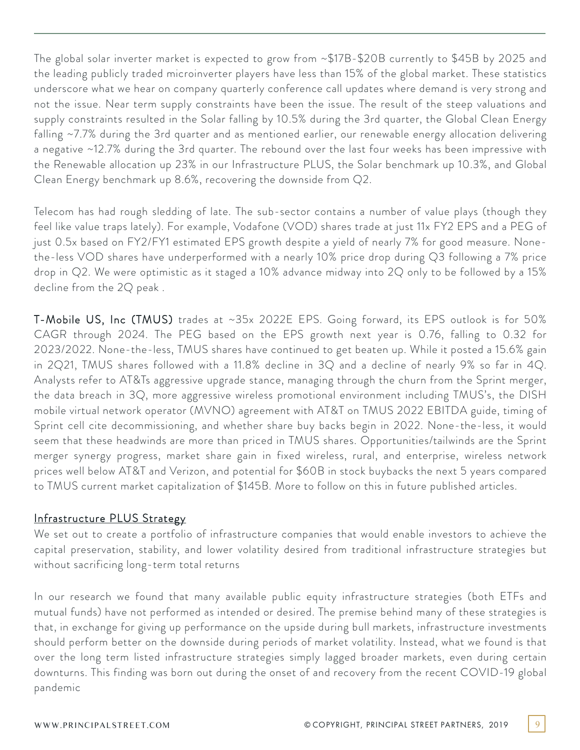The global solar inverter market is expected to grow from ~$17B-$20B currently to $45B by 2025 and the leading publicly traded microinverter players have less than 15% of the global market. These statistics underscore what we hear on company quarterly conference call updates where demand is very strong and not the issue. Near term supply constraints have been the issue. The result of the steep valuations and supply constraints resulted in the Solar falling by 10.5% during the 3rd quarter, the Global Clean Energy falling ~7.7% during the 3rd quarter and as mentioned earlier, our renewable energy allocation delivering a negative ~12.7% during the 3rd quarter. The rebound over the last four weeks has been impressive with the Renewable allocation up 23% in our Infrastructure PLUS, the Solar benchmark up 10.3%, and Global Clean Energy benchmark up 8.6%, recovering the downside from Q2.

Telecom has had rough sledding of late. The sub-sector contains a number of value plays (though they feel like value traps lately). For example, Vodafone (VOD) shares trade at just 11x FY2 EPS and a PEG of just 0.5x based on FY2/FY1 estimated EPS growth despite a yield of nearly 7% for good measure. None-the-less VOD shares have underperformed with a nearly 10% price drop during Q3 following a 7% price drop in Q2. We were optimistic as it staged a 10% advance midway into 2Q only to be followed by a 15% decline from the 2Q peak .

**T-Mobile US, Inc (TMUS)** trades at ~35x 2022E EPS. Going forward, its EPS outlook is for 50% CAGR through 2024. The PEG based on the EPS growth next year is 0.76, falling to 0.32 for 2023/2022. None-the-less, TMUS shares have continued to get beaten up. While it posted a 15.6% gain in 2Q21, TMUS shares followed with a 11.8% decline in 3Q and a decline of nearly 9% so far in 4Q. Analysts refer to AT&Ts aggressive upgrade stance, managing through the churn from the Sprint merger, the data breach in 3Q, more aggressive wireless promotional environment including TMUS's, the DISH mobile virtual network operator (MVNO) agreement with AT&T on TMUS 2022 EBITDA guide, timing of Sprint cell cite decommissioning, and whether share buy backs begin in 2022. None-the-less, it would seem that these headwinds are more than priced in TMUS shares. Opportunities/tailwinds are the Sprint merger synergy progress, market share gain in fixed wireless, rural, and enterprise, wireless network prices well below AT&T and Verizon, and potential for $60B in stock buybacks the next 5 years compared to TMUS current market capitalization of $145B. More to follow on this in future published articles.

## Infrastructure PLUS Strategy

We set out to create a portfolio of infrastructure companies that would enable investors to achieve the capital preservation, stability, and lower volatility desired from traditional infrastructure strategies but without sacrificing long-term total returns

In our research we found that many available public equity infrastructure strategies (both ETFs and mutual funds) have not performed as intended or desired. The premise behind many of these strategies is that, in exchange for giving up performance on the upside during bull markets, infrastructure investments should perform better on the downside during periods of market volatility. Instead, what we found is that over the long term listed infrastructure strategies simply lagged broader markets, even during certain downturns. This finding was born out during the onset of and recovery from the recent COVID-19 global pandemic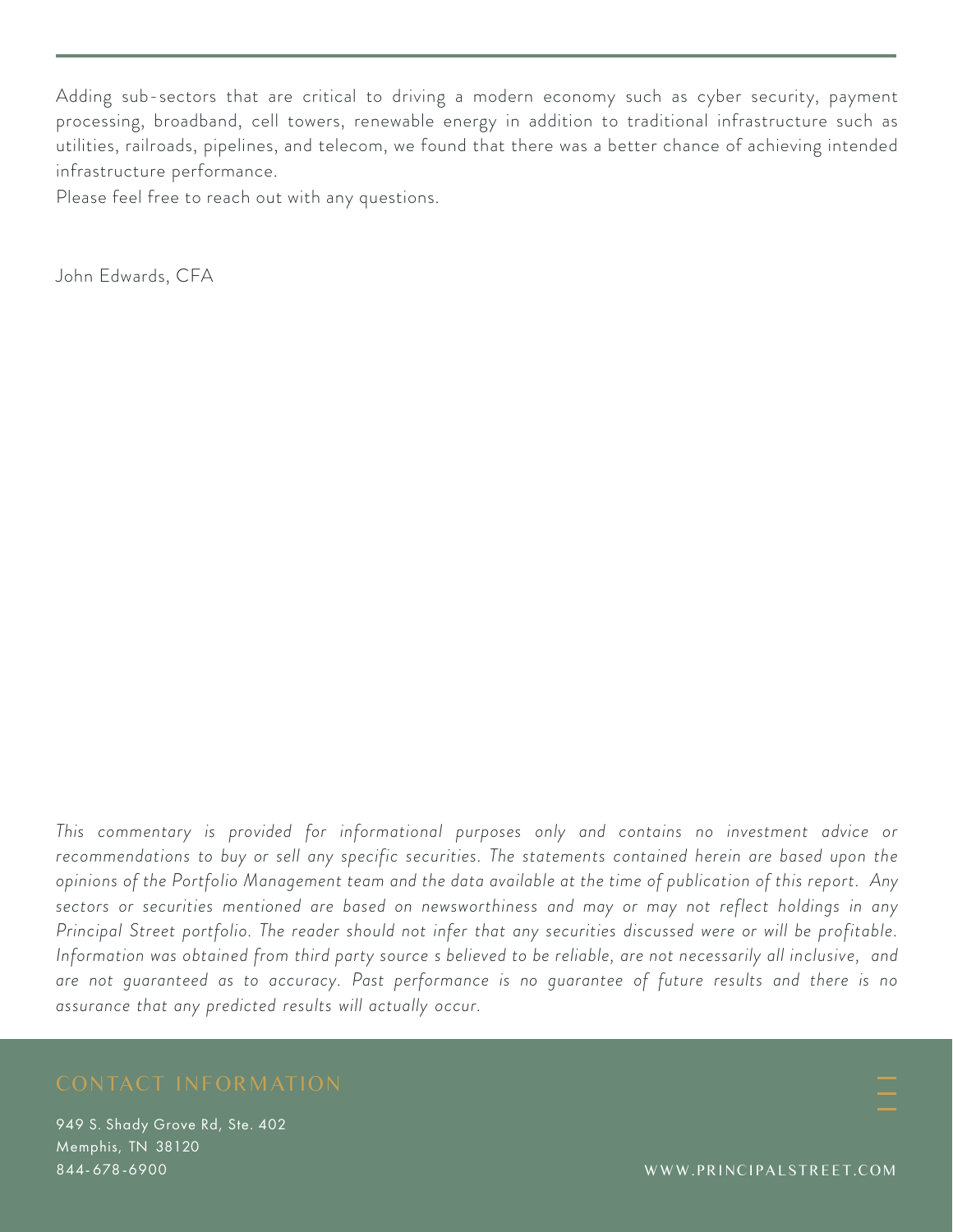Adding sub-sectors that are critical to driving a modern economy such as cyber security, payment processing, broadband, cell towers, renewable energy in addition to traditional infrastructure such as utilities, railroads, pipelines, and telecom, we found that there was a better chance of achieving intended infrastructure performance.

Please feel free to reach out with any questions.

John Edwards, CFA

*This commentary is provided for informational purposes only and contains no investment advice or recommendations to buy or sell any specific securities. The statements contained herein are based upon the opinions of the Portfolio Management team and the data available at the time of publication of this report. Any sectors or securities mentioned are based on newsworthiness and may or may not reflect holdings in any Principal Street portfolio. The reader should not infer that any securities discussed were or will be profitable. Information was obtained from third party source s believed to be reliable, are not necessarily all inclusive, and are not guaranteed as to accuracy. Past performance is no guarantee of future results and there is no assurance that any predicted results will actually occur.*

## CONTACT INFORMATION

949 S. Shady Grove Rd, Ste. 402
Memphis, TN 38120
844-678-6900

WWW.PRINCIPALSTREET.COM